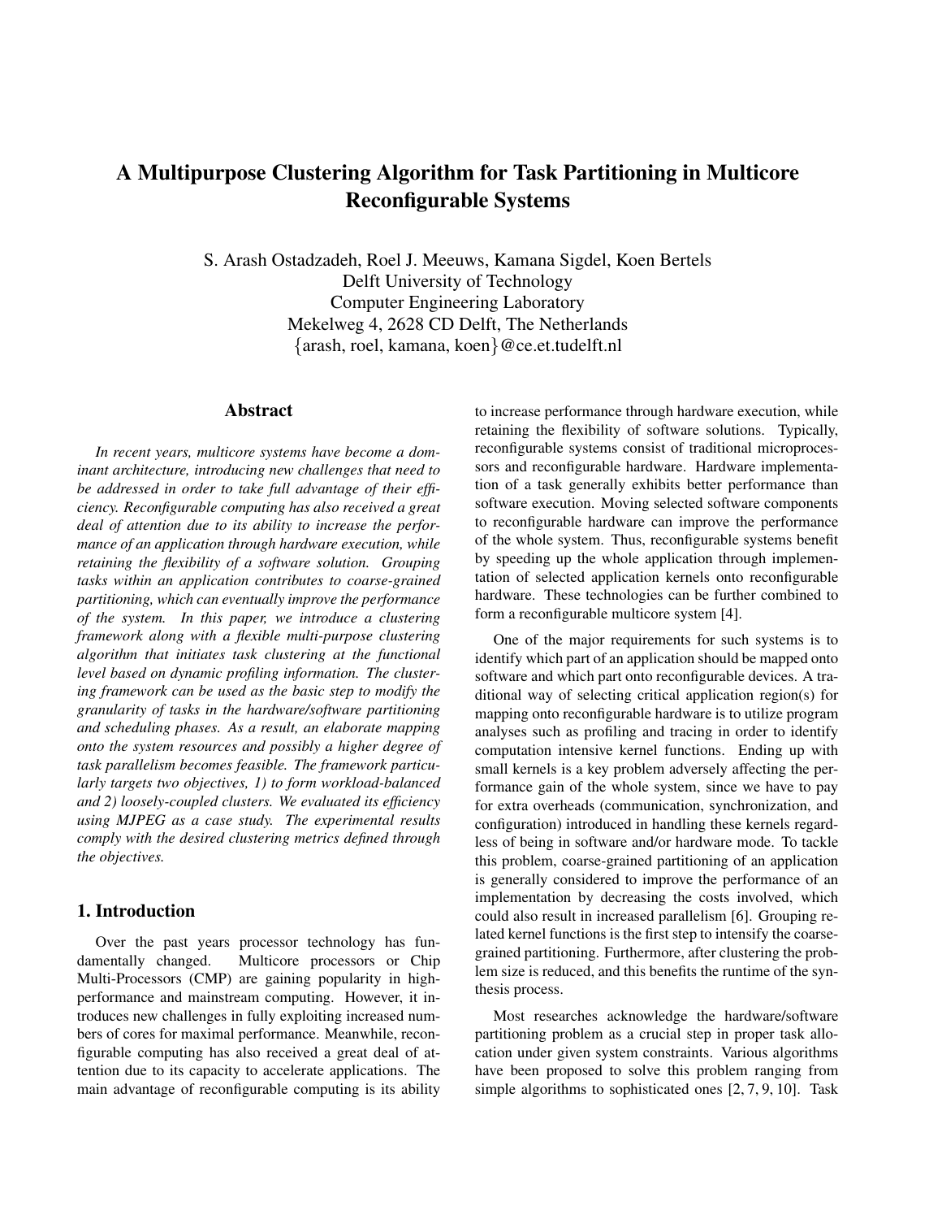# A Multipurpose Clustering Algorithm for Task Partitioning in Multicore Reconfigurable Systems

S. Arash Ostadzadeh, Roel J. Meeuws, Kamana Sigdel, Koen Bertels
Delft University of Technology
Computer Engineering Laboratory
Mekelweg 4, 2628 CD Delft, The Netherlands
{arash, roel, kamana, koen}@ce.et.tudelft.nl

## Abstract

*In recent years, multicore systems have become a dominant architecture, introducing new challenges that need to be addressed in order to take full advantage of their efficiency. Reconfigurable computing has also received a great deal of attention due to its ability to increase the performance of an application through hardware execution, while retaining the flexibility of a software solution. Grouping tasks within an application contributes to coarse-grained partitioning, which can eventually improve the performance of the system. In this paper, we introduce a clustering framework along with a flexible multi-purpose clustering algorithm that initiates task clustering at the functional level based on dynamic profiling information. The clustering framework can be used as the basic step to modify the granularity of tasks in the hardware/software partitioning and scheduling phases. As a result, an elaborate mapping onto the system resources and possibly a higher degree of task parallelism becomes feasible. The framework particularly targets two objectives, 1) to form workload-balanced and 2) loosely-coupled clusters. We evaluated its efficiency using MJPEG as a case study. The experimental results comply with the desired clustering metrics defined through the objectives.*

## 1. Introduction

Over the past years processor technology has fundamentally changed. Multicore processors or Chip Multi-Processors (CMP) are gaining popularity in high-performance and mainstream computing. However, it introduces new challenges in fully exploiting increased numbers of cores for maximal performance. Meanwhile, reconfigurable computing has also received a great deal of attention due to its capacity to accelerate applications. The main advantage of reconfigurable computing is its ability to increase performance through hardware execution, while retaining the flexibility of software solutions. Typically, reconfigurable systems consist of traditional microprocessors and reconfigurable hardware. Hardware implementation of a task generally exhibits better performance than software execution. Moving selected software components to reconfigurable hardware can improve the performance of the whole system. Thus, reconfigurable systems benefit by speeding up the whole application through implementation of selected application kernels onto reconfigurable hardware. These technologies can be further combined to form a reconfigurable multicore system [4].

One of the major requirements for such systems is to identify which part of an application should be mapped onto software and which part onto reconfigurable devices. A traditional way of selecting critical application region(s) for mapping onto reconfigurable hardware is to utilize program analyses such as profiling and tracing in order to identify computation intensive kernel functions. Ending up with small kernels is a key problem adversely affecting the performance gain of the whole system, since we have to pay for extra overheads (communication, synchronization, and configuration) introduced in handling these kernels regardless of being in software and/or hardware mode. To tackle this problem, coarse-grained partitioning of an application is generally considered to improve the performance of an implementation by decreasing the costs involved, which could also result in increased parallelism [6]. Grouping related kernel functions is the first step to intensify the coarse-grained partitioning. Furthermore, after clustering the problem size is reduced, and this benefits the runtime of the synthesis process.

Most researches acknowledge the hardware/software partitioning problem as a crucial step in proper task allocation under given system constraints. Various algorithms have been proposed to solve this problem ranging from simple algorithms to sophisticated ones [2, 7, 9, 10]. Task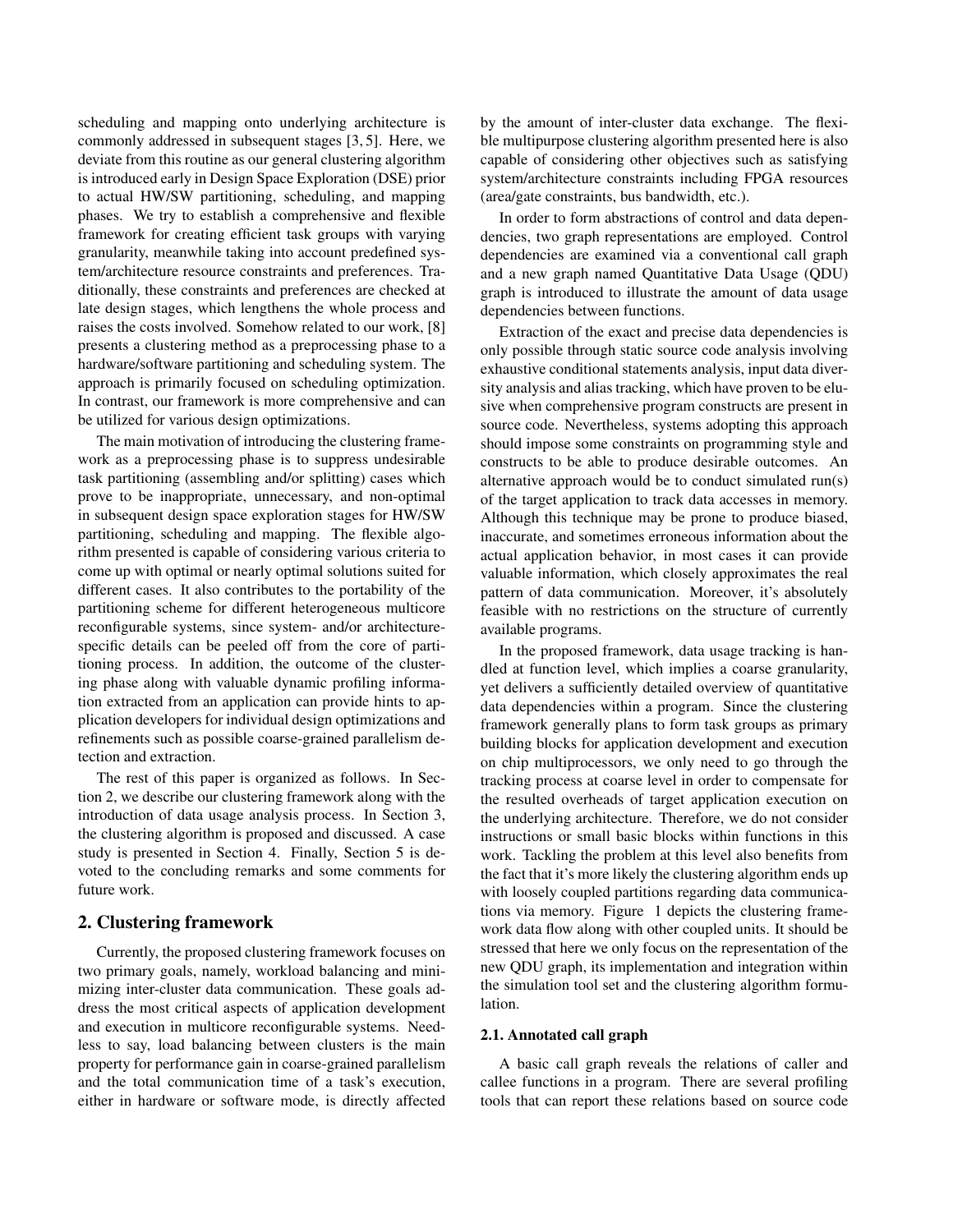scheduling and mapping onto underlying architecture is commonly addressed in subsequent stages [3, 5]. Here, we deviate from this routine as our general clustering algorithm is introduced early in Design Space Exploration (DSE) prior to actual HW/SW partitioning, scheduling, and mapping phases. We try to establish a comprehensive and flexible framework for creating efficient task groups with varying granularity, meanwhile taking into account predefined system/architecture resource constraints and preferences. Traditionally, these constraints and preferences are checked at late design stages, which lengthens the whole process and raises the costs involved. Somehow related to our work, [8] presents a clustering method as a preprocessing phase to a hardware/software partitioning and scheduling system. The approach is primarily focused on scheduling optimization. In contrast, our framework is more comprehensive and can be utilized for various design optimizations.

The main motivation of introducing the clustering framework as a preprocessing phase is to suppress undesirable task partitioning (assembling and/or splitting) cases which prove to be inappropriate, unnecessary, and non-optimal in subsequent design space exploration stages for HW/SW partitioning, scheduling and mapping. The flexible algorithm presented is capable of considering various criteria to come up with optimal or nearly optimal solutions suited for different cases. It also contributes to the portability of the partitioning scheme for different heterogeneous multicore reconfigurable systems, since system- and/or architecture-specific details can be peeled off from the core of partitioning process. In addition, the outcome of the clustering phase along with valuable dynamic profiling information extracted from an application can provide hints to application developers for individual design optimizations and refinements such as possible coarse-grained parallelism detection and extraction.

The rest of this paper is organized as follows. In Section 2, we describe our clustering framework along with the introduction of data usage analysis process. In Section 3, the clustering algorithm is proposed and discussed. A case study is presented in Section 4. Finally, Section 5 is devoted to the concluding remarks and some comments for future work.

## 2. Clustering framework

Currently, the proposed clustering framework focuses on two primary goals, namely, workload balancing and minimizing inter-cluster data communication. These goals address the most critical aspects of application development and execution in multicore reconfigurable systems. Needless to say, load balancing between clusters is the main property for performance gain in coarse-grained parallelism and the total communication time of a task's execution, either in hardware or software mode, is directly affected by the amount of inter-cluster data exchange. The flexible multipurpose clustering algorithm presented here is also capable of considering other objectives such as satisfying system/architecture constraints including FPGA resources (area/gate constraints, bus bandwidth, etc.).

In order to form abstractions of control and data dependencies, two graph representations are employed. Control dependencies are examined via a conventional call graph and a new graph named Quantitative Data Usage (QDU) graph is introduced to illustrate the amount of data usage dependencies between functions.

Extraction of the exact and precise data dependencies is only possible through static source code analysis involving exhaustive conditional statements analysis, input data diversity analysis and alias tracking, which have proven to be elusive when comprehensive program constructs are present in source code. Nevertheless, systems adopting this approach should impose some constraints on programming style and constructs to be able to produce desirable outcomes. An alternative approach would be to conduct simulated run(s) of the target application to track data accesses in memory. Although this technique may be prone to produce biased, inaccurate, and sometimes erroneous information about the actual application behavior, in most cases it can provide valuable information, which closely approximates the real pattern of data communication. Moreover, it's absolutely feasible with no restrictions on the structure of currently available programs.

In the proposed framework, data usage tracking is handled at function level, which implies a coarse granularity, yet delivers a sufficiently detailed overview of quantitative data dependencies within a program. Since the clustering framework generally plans to form task groups as primary building blocks for application development and execution on chip multiprocessors, we only need to go through the tracking process at coarse level in order to compensate for the resulted overheads of target application execution on the underlying architecture. Therefore, we do not consider instructions or small basic blocks within functions in this work. Tackling the problem at this level also benefits from the fact that it's more likely the clustering algorithm ends up with loosely coupled partitions regarding data communications via memory. Figure 1 depicts the clustering framework data flow along with other coupled units. It should be stressed that here we only focus on the representation of the new QDU graph, its implementation and integration within the simulation tool set and the clustering algorithm formulation.

### 2.1. Annotated call graph

A basic call graph reveals the relations of caller and callee functions in a program. There are several profiling tools that can report these relations based on source code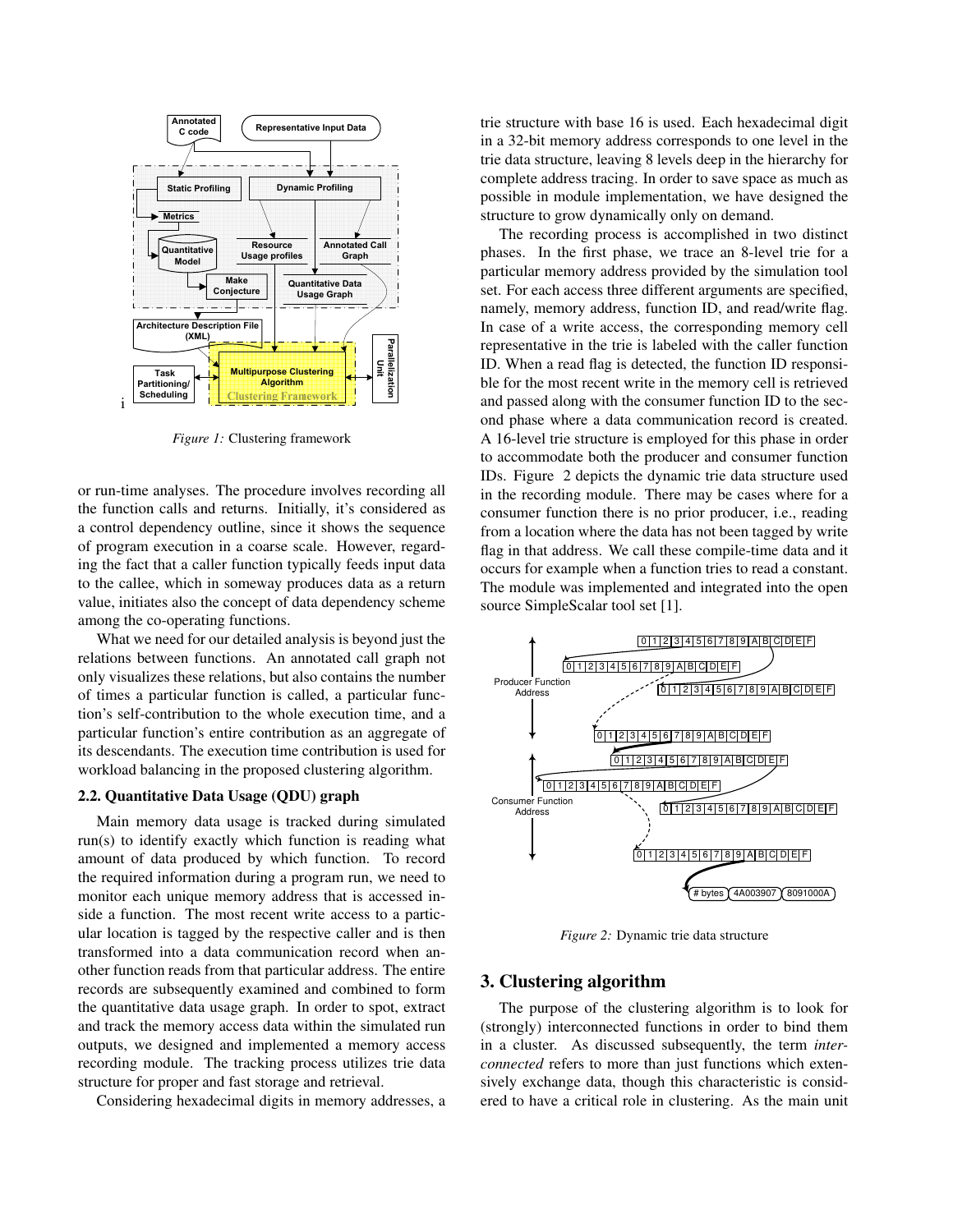*Figure 1:* Clustering framework

or run-time analyses. The procedure involves recording all the function calls and returns. Initially, it's considered as a control dependency outline, since it shows the sequence of program execution in a coarse scale. However, regarding the fact that a caller function typically feeds input data to the callee, which in someway produces data as a return value, initiates also the concept of data dependency scheme among the co-operating functions.

What we need for our detailed analysis is beyond just the relations between functions. An annotated call graph not only visualizes these relations, but also contains the number of times a particular function is called, a particular function's self-contribution to the whole execution time, and a particular function's entire contribution as an aggregate of its descendants. The execution time contribution is used for workload balancing in the proposed clustering algorithm.

### 2.2. Quantitative Data Usage (QDU) graph

Main memory data usage is tracked during simulated run(s) to identify exactly which function is reading what amount of data produced by which function. To record the required information during a program run, we need to monitor each unique memory address that is accessed inside a function. The most recent write access to a particular location is tagged by the respective caller and is then transformed into a data communication record when another function reads from that particular address. The entire records are subsequently examined and combined to form the quantitative data usage graph. In order to spot, extract and track the memory access data within the simulated run outputs, we designed and implemented a memory access recording module. The tracking process utilizes trie data structure for proper and fast storage and retrieval.

Considering hexadecimal digits in memory addresses, a trie structure with base 16 is used. Each hexadecimal digit in a 32-bit memory address corresponds to one level in the trie data structure, leaving 8 levels deep in the hierarchy for complete address tracing. In order to save space as much as possible in module implementation, we have designed the structure to grow dynamically only on demand.

The recording process is accomplished in two distinct phases. In the first phase, we trace an 8-level trie for a particular memory address provided by the simulation tool set. For each access three different arguments are specified, namely, memory address, function ID, and read/write flag. In case of a write access, the corresponding memory cell representative in the trie is labeled with the caller function ID. When a read flag is detected, the function ID responsible for the most recent write in the memory cell is retrieved and passed along with the consumer function ID to the second phase where a data communication record is created. A 16-level trie structure is employed for this phase in order to accommodate both the producer and consumer function IDs. Figure 2 depicts the dynamic trie data structure used in the recording module. There may be cases where for a consumer function there is no prior producer, i.e., reading from a location where the data has not been tagged by write flag in that address. We call these compile-time data and it occurs for example when a function tries to read a constant. The module was implemented and integrated into the open source SimpleScalar tool set [1].

*Figure 2:* Dynamic trie data structure

## 3. Clustering algorithm

The purpose of the clustering algorithm is to look for (strongly) interconnected functions in order to bind them in a cluster. As discussed subsequently, the term *interconnected* refers to more than just functions which extensively exchange data, though this characteristic is considered to have a critical role in clustering. As the main unit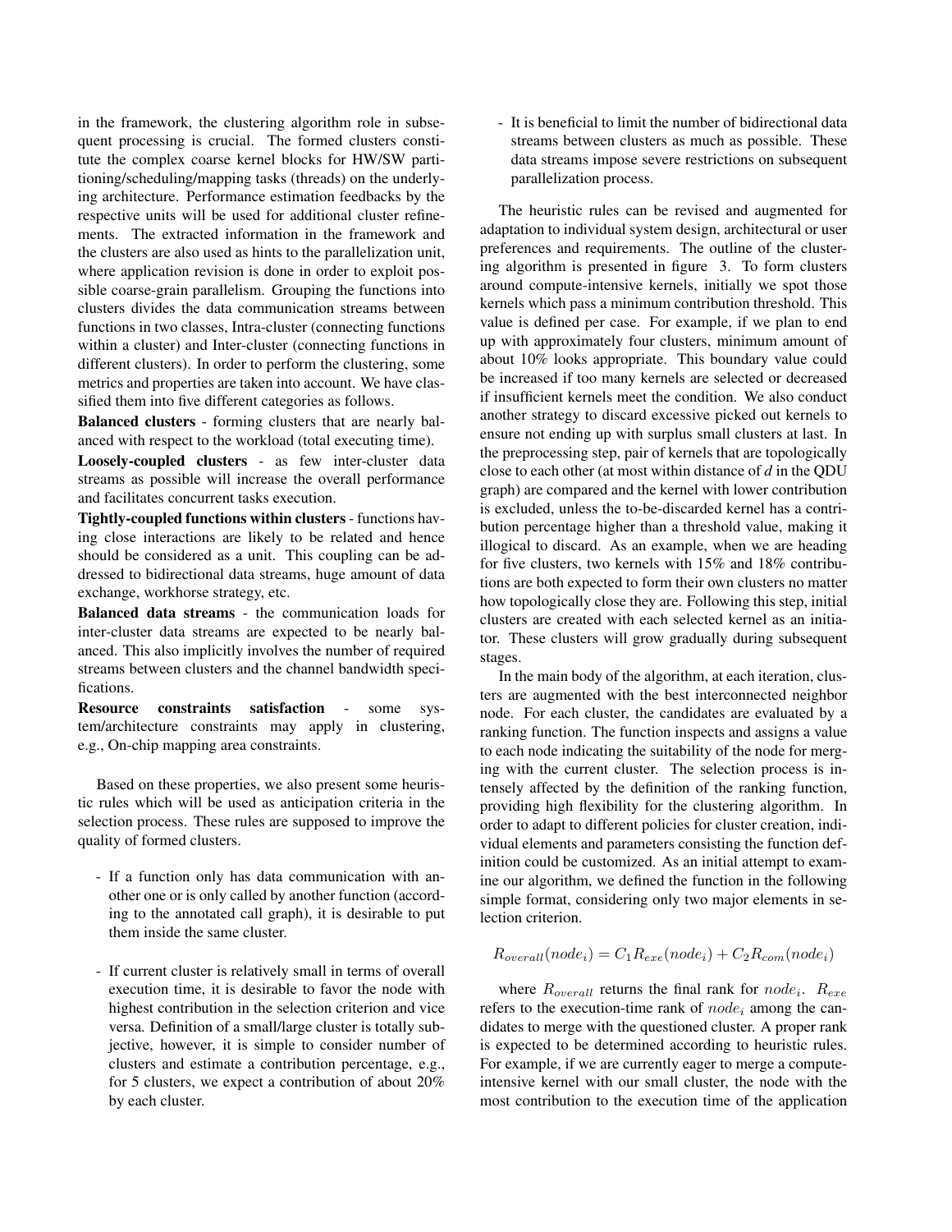in the framework, the clustering algorithm role in subsequent processing is crucial. The formed clusters constitute the complex coarse kernel blocks for HW/SW partitioning/scheduling/mapping tasks (threads) on the underlying architecture. Performance estimation feedbacks by the respective units will be used for additional cluster refinements. The extracted information in the framework and the clusters are also used as hints to the parallelization unit, where application revision is done in order to exploit possible coarse-grain parallelism. Grouping the functions into clusters divides the data communication streams between functions in two classes, Intra-cluster (connecting functions within a cluster) and Inter-cluster (connecting functions in different clusters). In order to perform the clustering, some metrics and properties are taken into account. We have classified them into five different categories as follows.

**Balanced clusters** - forming clusters that are nearly balanced with respect to the workload (total executing time).

**Loosely-coupled clusters** - as few inter-cluster data streams as possible will increase the overall performance and facilitates concurrent tasks execution.

**Tightly-coupled functions within clusters** - functions having close interactions are likely to be related and hence should be considered as a unit. This coupling can be addressed to bidirectional data streams, huge amount of data exchange, workhorse strategy, etc.

**Balanced data streams** - the communication loads for inter-cluster data streams are expected to be nearly balanced. This also implicitly involves the number of required streams between clusters and the channel bandwidth specifications.

**Resource constraints satisfaction** - some system/architecture constraints may apply in clustering, e.g., On-chip mapping area constraints.

Based on these properties, we also present some heuristic rules which will be used as anticipation criteria in the selection process. These rules are supposed to improve the quality of formed clusters.

- If a function only has data communication with another one or is only called by another function (according to the annotated call graph), it is desirable to put them inside the same cluster.

- If current cluster is relatively small in terms of overall execution time, it is desirable to favor the node with highest contribution in the selection criterion and vice versa. Definition of a small/large cluster is totally subjective, however, it is simple to consider number of clusters and estimate a contribution percentage, e.g., for 5 clusters, we expect a contribution of about 20% by each cluster.

- It is beneficial to limit the number of bidirectional data streams between clusters as much as possible. These data streams impose severe restrictions on subsequent parallelization process.

The heuristic rules can be revised and augmented for adaptation to individual system design, architectural or user preferences and requirements. The outline of the clustering algorithm is presented in figure 3. To form clusters around compute-intensive kernels, initially we spot those kernels which pass a minimum contribution threshold. This value is defined per case. For example, if we plan to end up with approximately four clusters, minimum amount of about 10% looks appropriate. This boundary value could be increased if too many kernels are selected or decreased if insufficient kernels meet the condition. We also conduct another strategy to discard excessive picked out kernels to ensure not ending up with surplus small clusters at last. In the preprocessing step, pair of kernels that are topologically close to each other (at most within distance of *d* in the QDU graph) are compared and the kernel with lower contribution is excluded, unless the to-be-discarded kernel has a contribution percentage higher than a threshold value, making it illogical to discard. As an example, when we are heading for five clusters, two kernels with 15% and 18% contributions are both expected to form their own clusters no matter how topologically close they are. Following this step, initial clusters are created with each selected kernel as an initiator. These clusters will grow gradually during subsequent stages.

In the main body of the algorithm, at each iteration, clusters are augmented with the best interconnected neighbor node. For each cluster, the candidates are evaluated by a ranking function. The function inspects and assigns a value to each node indicating the suitability of the node for merging with the current cluster. The selection process is intensely affected by the definition of the ranking function, providing high flexibility for the clustering algorithm. In order to adapt to different policies for cluster creation, individual elements and parameters consisting the function definition could be customized. As an initial attempt to examine our algorithm, we defined the function in the following simple format, considering only two major elements in selection criterion.

$$R_{overall}(node_i) = C_1 R_{exe}(node_i) + C_2 R_{com}(node_i)$$

where $R_{overall}$ returns the final rank for $node_i$. $R_{exe}$ refers to the execution-time rank of $node_i$ among the candidates to merge with the questioned cluster. A proper rank is expected to be determined according to heuristic rules. For example, if we are currently eager to merge a compute-intensive kernel with our small cluster, the node with the most contribution to the execution time of the application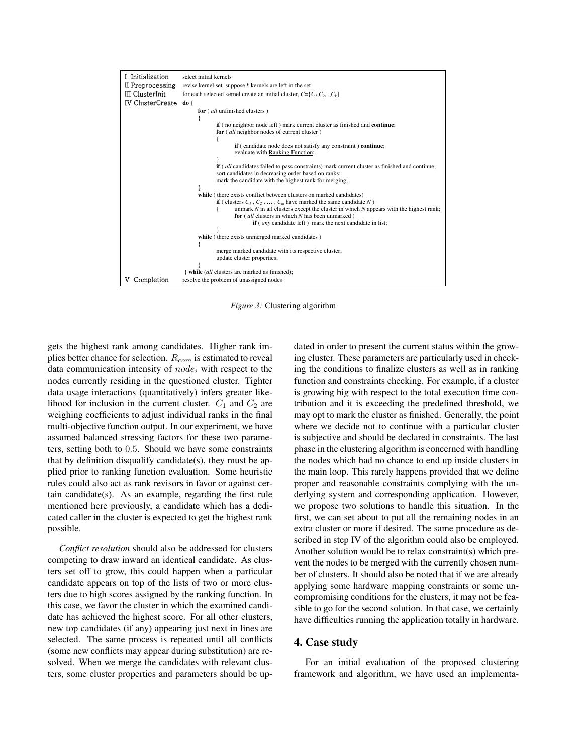```
I Initialization      select initial kernels
II Preprocessing      revise kernel set. suppose k kernels are left in the set
III ClusterInit       for each selected kernel create an initial cluster, C={C1,C2,...,Ck}
IV ClusterCreate      do {
                          for ( all unfinished clusters )
                          {
                                  if ( no neighbor node left ) mark current cluster as finished and continue;
                                  for ( all neighbor nodes of current cluster )
                                  {
                                          if ( candidate node does not satisfy any constraint ) continue;
                                          evaluate with Ranking Function;
                                  }
                                  if ( all candidates failed to pass constraints) mark current cluster as finished and continue;
                                  sort candidates in decreasing order based on ranks;
                                  mark the candidate with the highest rank for merging;
                          }
                          while ( there exists conflict between clusters on marked candidates)
                                  if ( clusters C1 , C2 , … , Cm have marked the same candidate N )
                                  {       unmark N in all clusters except the cluster in which N appears with the highest rank;
                                          for ( all clusters in which N has been unmarked )
                                                  if ( any candidate left ) mark the next candidate in list;
                                  }
                          while ( there exists unmerged marked candidates )
                          {
                                  merge marked candidate with its respective cluster;
                                  update cluster properties;
                          }
                      } while (all clusters are marked as finished);
V Completion          resolve the problem of unassigned nodes
```

*Figure 3:* Clustering algorithm

gets the highest rank among candidates. Higher rank implies better chance for selection. $R_{com}$ is estimated to reveal data communication intensity of $node_i$ with respect to the nodes currently residing in the questioned cluster. Tighter data usage interactions (quantitatively) infers greater likelihood for inclusion in the current cluster. $C_1$ and $C_2$ are weighing coefficients to adjust individual ranks in the final multi-objective function output. In our experiment, we have assumed balanced stressing factors for these two parameters, setting both to $0.5$. Should we have some constraints that by definition disqualify candidate(s), they must be applied prior to ranking function evaluation. Some heuristic rules could also act as rank revisors in favor or against certain candidate(s). As an example, regarding the first rule mentioned here previously, a candidate which has a dedicated caller in the cluster is expected to get the highest rank possible.

*Conflict resolution* should also be addressed for clusters competing to draw inward an identical candidate. As clusters set off to grow, this could happen when a particular candidate appears on top of the lists of two or more clusters due to high scores assigned by the ranking function. In this case, we favor the cluster in which the examined candidate has achieved the highest score. For all other clusters, new top candidates (if any) appearing just next in lines are selected. The same process is repeated until all conflicts (some new conflicts may appear during substitution) are resolved. When we merge the candidates with relevant clusters, some cluster properties and parameters should be updated in order to present the current status within the growing cluster. These parameters are particularly used in checking the conditions to finalize clusters as well as in ranking function and constraints checking. For example, if a cluster is growing big with respect to the total execution time contribution and it is exceeding the predefined threshold, we may opt to mark the cluster as finished. Generally, the point where we decide not to continue with a particular cluster is subjective and should be declared in constraints. The last phase in the clustering algorithm is concerned with handling the nodes which had no chance to end up inside clusters in the main loop. This rarely happens provided that we define proper and reasonable constraints complying with the underlying system and corresponding application. However, we propose two solutions to handle this situation. In the first, we can set about to put all the remaining nodes in an extra cluster or more if desired. The same procedure as described in step IV of the algorithm could also be employed. Another solution would be to relax constraint(s) which prevent the nodes to be merged with the currently chosen number of clusters. It should also be noted that if we are already applying some hardware mapping constraints or some uncompromising conditions for the clusters, it may not be feasible to go for the second solution. In that case, we certainly have difficulties running the application totally in hardware.

## 4. Case study

For an initial evaluation of the proposed clustering framework and algorithm, we have used an implementa-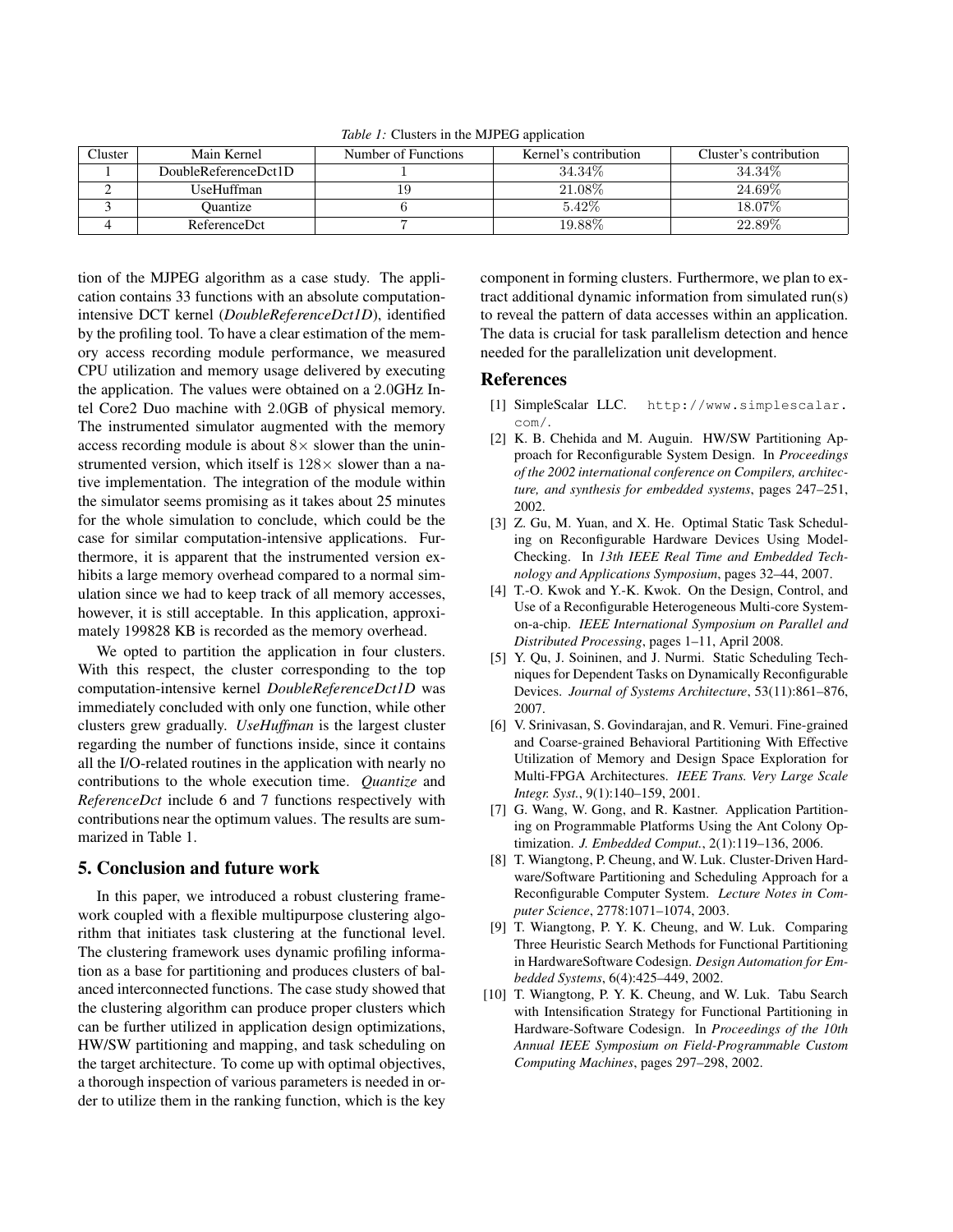*Table 1:* Clusters in the MJPEG application

| Cluster | Main Kernel | Number of Functions | Kernel's contribution | Cluster's contribution |
|---|---|---|---|---|
| 1 | DoubleReferenceDct1D | 1 | 34.34% | 34.34% |
| 2 | UseHuffman | 19 | 21.08% | 24.69% |
| 3 | Quantize | 6 | 5.42% | 18.07% |
| 4 | ReferenceDct | 7 | 19.88% | 22.89% |

tion of the MJPEG algorithm as a case study. The application contains 33 functions with an absolute computation-intensive DCT kernel (*DoubleReferenceDct1D*), identified by the profiling tool. To have a clear estimation of the memory access recording module performance, we measured CPU utilization and memory usage delivered by executing the application. The values were obtained on a 2.0GHz Intel Core2 Duo machine with 2.0GB of physical memory. The instrumented simulator augmented with the memory access recording module is about $8\times$ slower than the uninstrumented version, which itself is $128\times$ slower than a native implementation. The integration of the module within the simulator seems promising as it takes about 25 minutes for the whole simulation to conclude, which could be the case for similar computation-intensive applications. Furthermore, it is apparent that the instrumented version exhibits a large memory overhead compared to a normal simulation since we had to keep track of all memory accesses, however, it is still acceptable. In this application, approximately 199828 KB is recorded as the memory overhead.

We opted to partition the application in four clusters. With this respect, the cluster corresponding to the top computation-intensive kernel *DoubleReferenceDct1D* was immediately concluded with only one function, while other clusters grew gradually. *UseHuffman* is the largest cluster regarding the number of functions inside, since it contains all the I/O-related routines in the application with nearly no contributions to the whole execution time. *Quantize* and *ReferenceDct* include 6 and 7 functions respectively with contributions near the optimum values. The results are summarized in Table 1.

## 5. Conclusion and future work

In this paper, we introduced a robust clustering framework coupled with a flexible multipurpose clustering algorithm that initiates task clustering at the functional level. The clustering framework uses dynamic profiling information as a base for partitioning and produces clusters of balanced interconnected functions. The case study showed that the clustering algorithm can produce proper clusters which can be further utilized in application design optimizations, HW/SW partitioning and mapping, and task scheduling on the target architecture. To come up with optimal objectives, a thorough inspection of various parameters is needed in order to utilize them in the ranking function, which is the key component in forming clusters. Furthermore, we plan to extract additional dynamic information from simulated run(s) to reveal the pattern of data accesses within an application. The data is crucial for task parallelism detection and hence needed for the parallelization unit development.

## References

[1] SimpleScalar LLC. http://www.simplescalar.com/.

[2] K. B. Chehida and M. Auguin. HW/SW Partitioning Approach for Reconfigurable System Design. In *Proceedings of the 2002 international conference on Compilers, architecture, and synthesis for embedded systems*, pages 247–251, 2002.

[3] Z. Gu, M. Yuan, and X. He. Optimal Static Task Scheduling on Reconfigurable Hardware Devices Using Model-Checking. In *13th IEEE Real Time and Embedded Technology and Applications Symposium*, pages 32–44, 2007.

[4] T.-O. Kwok and Y.-K. Kwok. On the Design, Control, and Use of a Reconfigurable Heterogeneous Multi-core System-on-a-chip. *IEEE International Symposium on Parallel and Distributed Processing*, pages 1–11, April 2008.

[5] Y. Qu, J. Soininen, and J. Nurmi. Static Scheduling Techniques for Dependent Tasks on Dynamically Reconfigurable Devices. *Journal of Systems Architecture*, 53(11):861–876, 2007.

[6] V. Srinivasan, S. Govindarajan, and R. Vemuri. Fine-grained and Coarse-grained Behavioral Partitioning With Effective Utilization of Memory and Design Space Exploration for Multi-FPGA Architectures. *IEEE Trans. Very Large Scale Integr. Syst.*, 9(1):140–159, 2001.

[7] G. Wang, W. Gong, and R. Kastner. Application Partitioning on Programmable Platforms Using the Ant Colony Optimization. *J. Embedded Comput.*, 2(1):119–136, 2006.

[8] T. Wiangtong, P. Cheung, and W. Luk. Cluster-Driven Hardware/Software Partitioning and Scheduling Approach for a Reconfigurable Computer System. *Lecture Notes in Computer Science*, 2778:1071–1074, 2003.

[9] T. Wiangtong, P. Y. K. Cheung, and W. Luk. Comparing Three Heuristic Search Methods for Functional Partitioning in HardwareSoftware Codesign. *Design Automation for Embedded Systems*, 6(4):425–449, 2002.

[10] T. Wiangtong, P. Y. K. Cheung, and W. Luk. Tabu Search with Intensification Strategy for Functional Partitioning in Hardware-Software Codesign. In *Proceedings of the 10th Annual IEEE Symposium on Field-Programmable Custom Computing Machines*, pages 297–298, 2002.